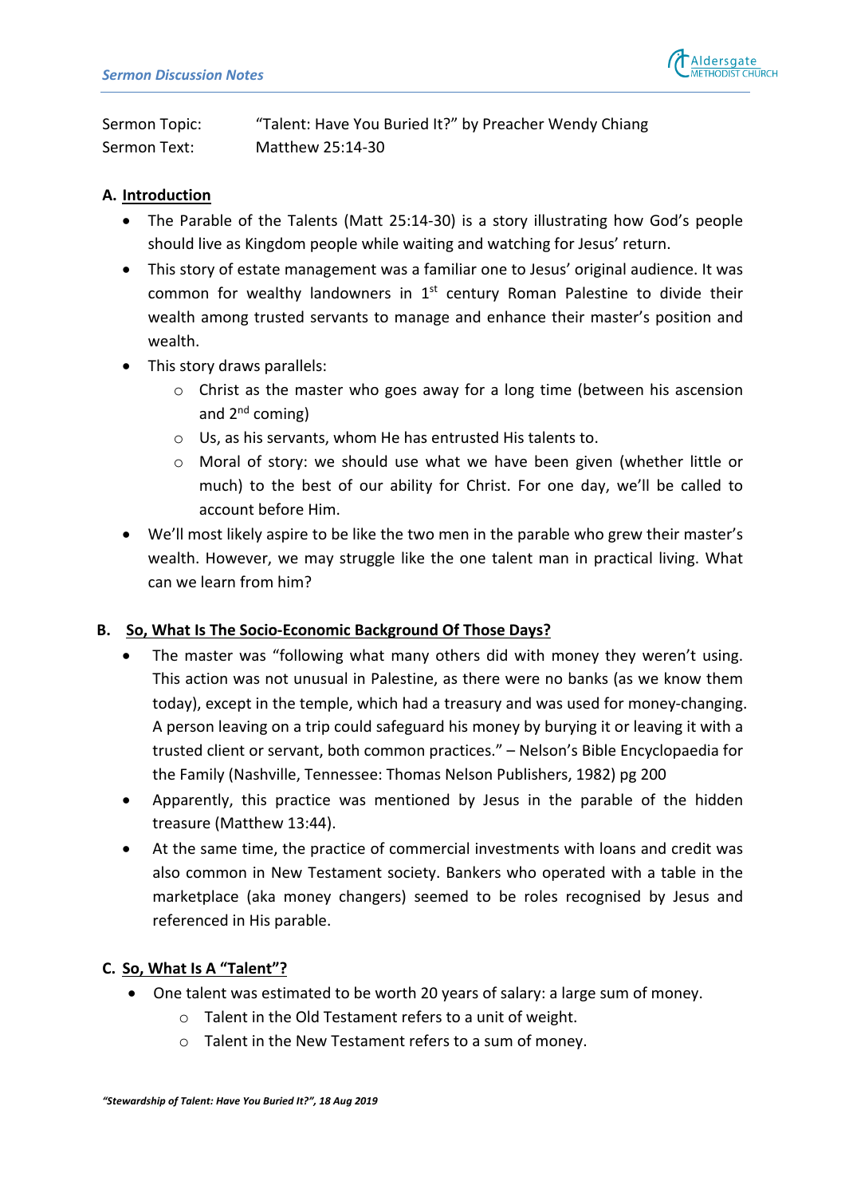Sermon Topic: "Talent: Have You Buried It?" by Preacher Wendy Chiang
Sermon Text: Matthew 25:14-30

## A. Introduction

- The Parable of the Talents (Matt 25:14-30) is a story illustrating how God's people should live as Kingdom people while waiting and watching for Jesus' return.
- This story of estate management was a familiar one to Jesus' original audience. It was common for wealthy landowners in 1st century Roman Palestine to divide their wealth among trusted servants to manage and enhance their master's position and wealth.
- This story draws parallels:
  - Christ as the master who goes away for a long time (between his ascension and 2nd coming)
  - Us, as his servants, whom He has entrusted His talents to.
  - Moral of story: we should use what we have been given (whether little or much) to the best of our ability for Christ. For one day, we'll be called to account before Him.
- We'll most likely aspire to be like the two men in the parable who grew their master's wealth. However, we may struggle like the one talent man in practical living. What can we learn from him?

## B. So, What Is The Socio-Economic Background Of Those Days?

- The master was "following what many others did with money they weren't using. This action was not unusual in Palestine, as there were no banks (as we know them today), except in the temple, which had a treasury and was used for money-changing. A person leaving on a trip could safeguard his money by burying it or leaving it with a trusted client or servant, both common practices." – Nelson's Bible Encyclopaedia for the Family (Nashville, Tennessee: Thomas Nelson Publishers, 1982) pg 200
- Apparently, this practice was mentioned by Jesus in the parable of the hidden treasure (Matthew 13:44).
- At the same time, the practice of commercial investments with loans and credit was also common in New Testament society. Bankers who operated with a table in the marketplace (aka money changers) seemed to be roles recognised by Jesus and referenced in His parable.

## C. So, What Is A "Talent"?

- One talent was estimated to be worth 20 years of salary: a large sum of money.
  - Talent in the Old Testament refers to a unit of weight.
  - Talent in the New Testament refers to a sum of money.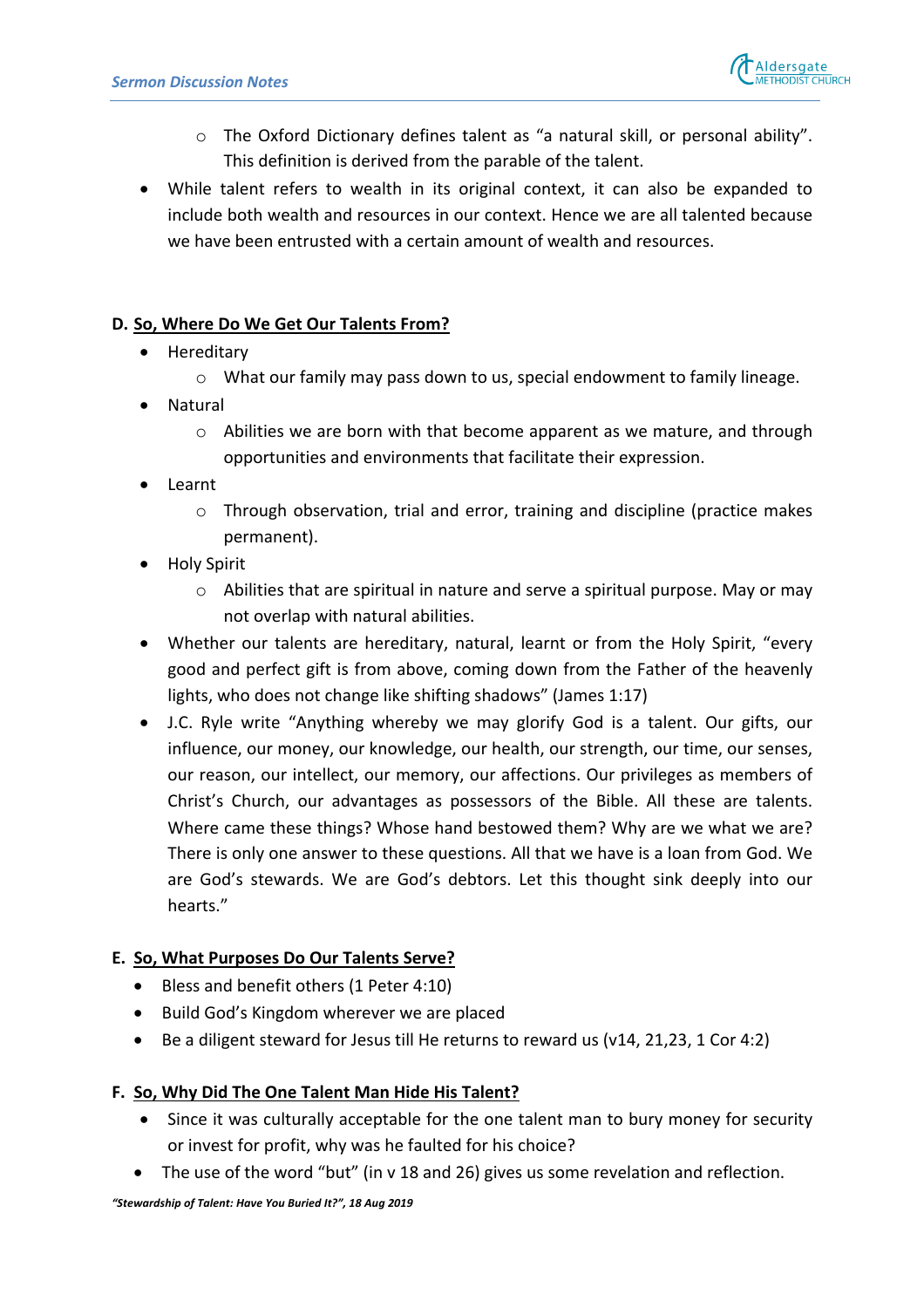- The Oxford Dictionary defines talent as "a natural skill, or personal ability". This definition is derived from the parable of the talent.

- While talent refers to wealth in its original context, it can also be expanded to include both wealth and resources in our context. Hence we are all talented because we have been entrusted with a certain amount of wealth and resources.

## D. So, Where Do We Get Our Talents From?

- Hereditary
  - What our family may pass down to us, special endowment to family lineage.
- Natural
  - Abilities we are born with that become apparent as we mature, and through opportunities and environments that facilitate their expression.
- Learnt
  - Through observation, trial and error, training and discipline (practice makes permanent).
- Holy Spirit
  - Abilities that are spiritual in nature and serve a spiritual purpose. May or may not overlap with natural abilities.
- Whether our talents are hereditary, natural, learnt or from the Holy Spirit, "every good and perfect gift is from above, coming down from the Father of the heavenly lights, who does not change like shifting shadows" (James 1:17)
- J.C. Ryle write "Anything whereby we may glorify God is a talent. Our gifts, our influence, our money, our knowledge, our health, our strength, our time, our senses, our reason, our intellect, our memory, our affections. Our privileges as members of Christ's Church, our advantages as possessors of the Bible. All these are talents. Where came these things? Whose hand bestowed them? Why are we what we are? There is only one answer to these questions. All that we have is a loan from God. We are God's stewards. We are God's debtors. Let this thought sink deeply into our hearts."

## E. So, What Purposes Do Our Talents Serve?

- Bless and benefit others (1 Peter 4:10)
- Build God's Kingdom wherever we are placed
- Be a diligent steward for Jesus till He returns to reward us (v14, 21,23, 1 Cor 4:2)

## F. So, Why Did The One Talent Man Hide His Talent?

- Since it was culturally acceptable for the one talent man to bury money for security or invest for profit, why was he faulted for his choice?
- The use of the word "but" (in v 18 and 26) gives us some revelation and reflection.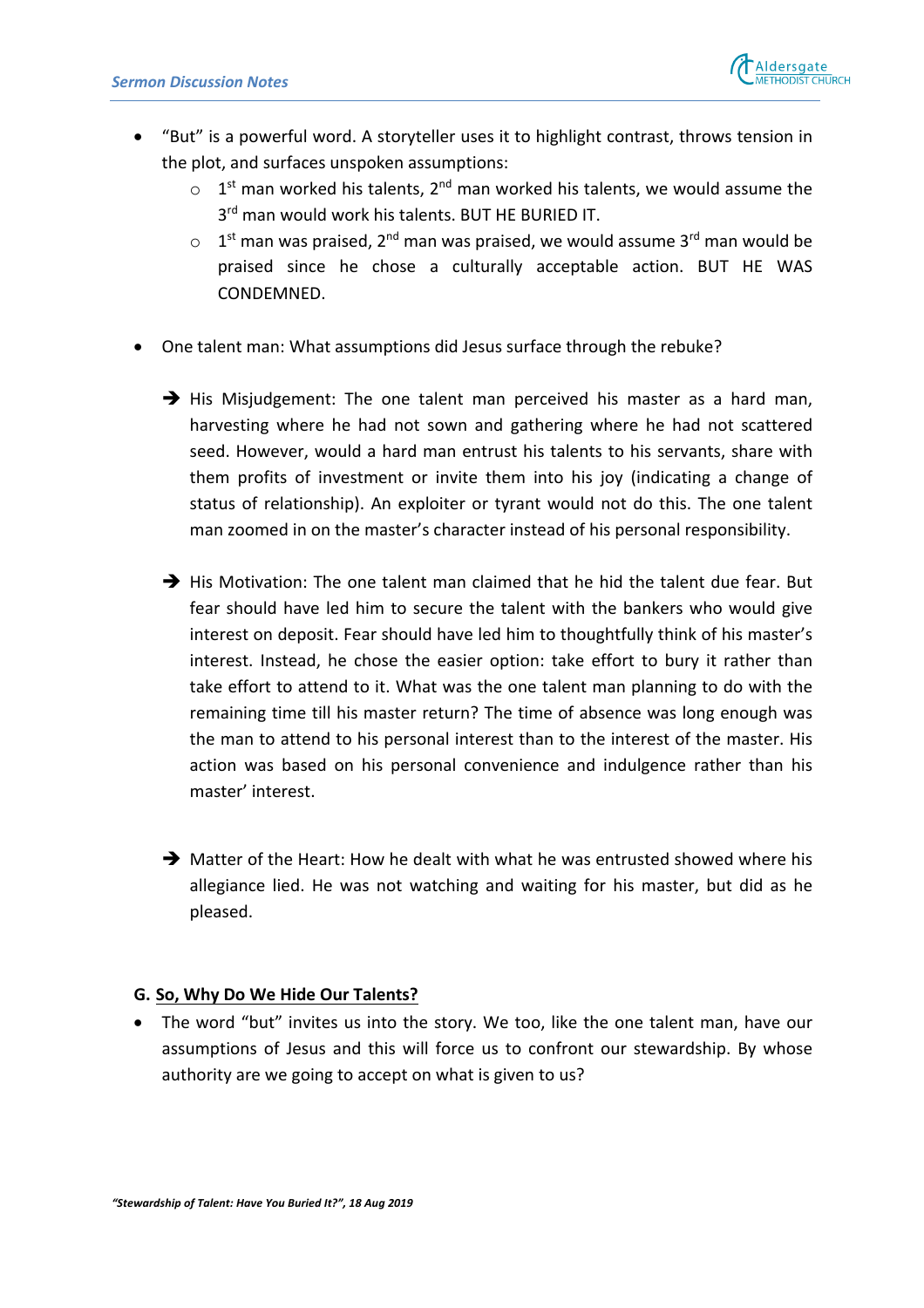- "But" is a powerful word. A storyteller uses it to highlight contrast, throws tension in the plot, and surfaces unspoken assumptions:
  - 1st man worked his talents, 2nd man worked his talents, we would assume the 3rd man would work his talents. BUT HE BURIED IT.
  - 1st man was praised, 2nd man was praised, we would assume 3rd man would be praised since he chose a culturally acceptable action. BUT HE WAS CONDEMNED.

- One talent man: What assumptions did Jesus surface through the rebuke?

  ➔ His Misjudgement: The one talent man perceived his master as a hard man, harvesting where he had not sown and gathering where he had not scattered seed. However, would a hard man entrust his talents to his servants, share with them profits of investment or invite them into his joy (indicating a change of status of relationship). An exploiter or tyrant would not do this. The one talent man zoomed in on the master's character instead of his personal responsibility.

  ➔ His Motivation: The one talent man claimed that he hid the talent due fear. But fear should have led him to secure the talent with the bankers who would give interest on deposit. Fear should have led him to thoughtfully think of his master's interest. Instead, he chose the easier option: take effort to bury it rather than take effort to attend to it. What was the one talent man planning to do with the remaining time till his master return? The time of absence was long enough was the man to attend to his personal interest than to the interest of the master. His action was based on his personal convenience and indulgence rather than his master' interest.

  ➔ Matter of the Heart: How he dealt with what he was entrusted showed where his allegiance lied. He was not watching and waiting for his master, but did as he pleased.

### G. So, Why Do We Hide Our Talents?

- The word "but" invites us into the story. We too, like the one talent man, have our assumptions of Jesus and this will force us to confront our stewardship. By whose authority are we going to accept on what is given to us?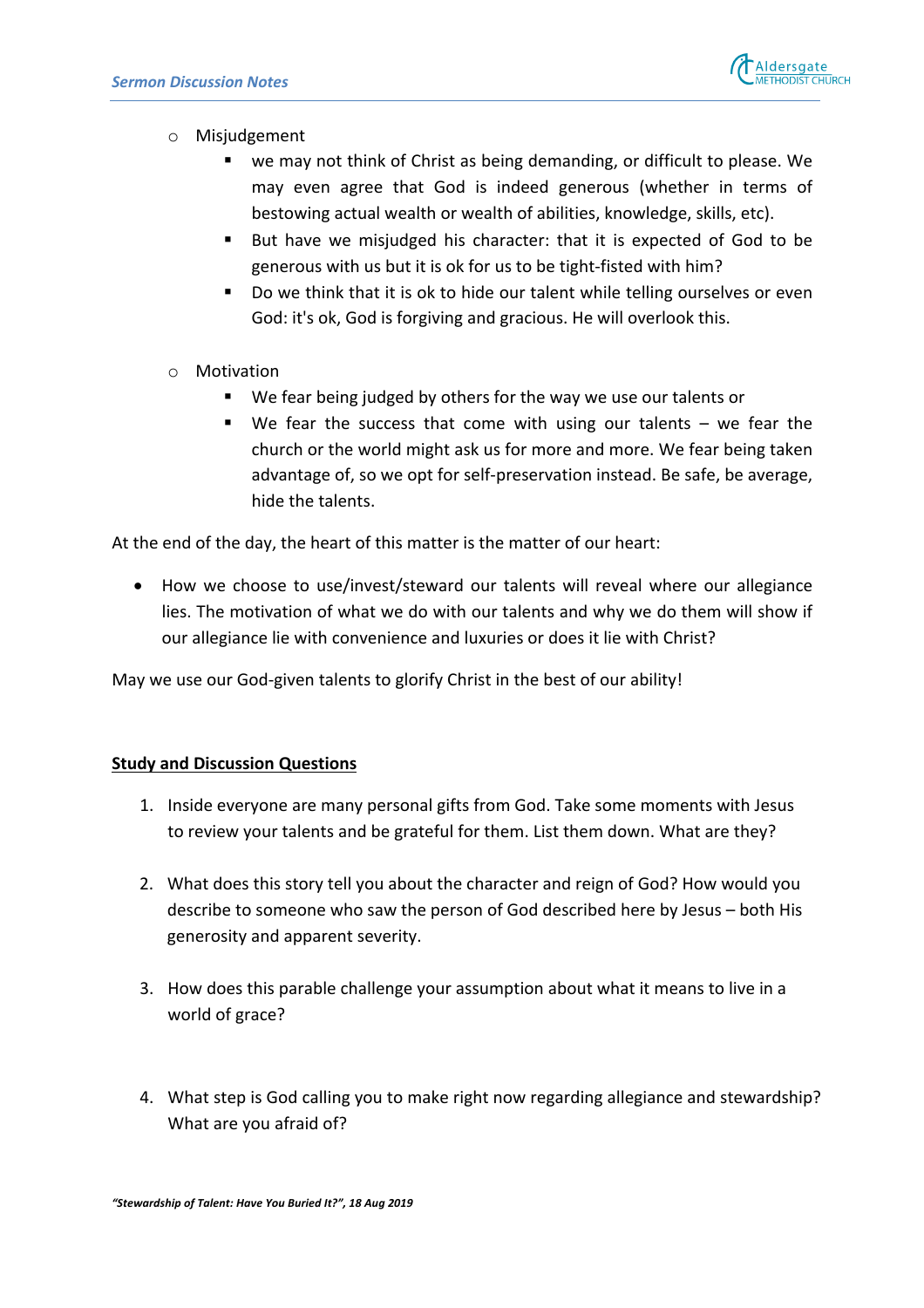- Misjudgement
    - we may not think of Christ as being demanding, or difficult to please. We may even agree that God is indeed generous (whether in terms of bestowing actual wealth or wealth of abilities, knowledge, skills, etc).
    - But have we misjudged his character: that it is expected of God to be generous with us but it is ok for us to be tight-fisted with him?
    - Do we think that it is ok to hide our talent while telling ourselves or even God: it's ok, God is forgiving and gracious. He will overlook this.

- Motivation
    - We fear being judged by others for the way we use our talents or
    - We fear the success that come with using our talents – we fear the church or the world might ask us for more and more. We fear being taken advantage of, so we opt for self-preservation instead. Be safe, be average, hide the talents.

At the end of the day, the heart of this matter is the matter of our heart:

- How we choose to use/invest/steward our talents will reveal where our allegiance lies. The motivation of what we do with our talents and why we do them will show if our allegiance lie with convenience and luxuries or does it lie with Christ?

May we use our God-given talents to glorify Christ in the best of our ability!

**Study and Discussion Questions**

1. Inside everyone are many personal gifts from God. Take some moments with Jesus to review your talents and be grateful for them. List them down. What are they?

2. What does this story tell you about the character and reign of God? How would you describe to someone who saw the person of God described here by Jesus – both His generosity and apparent severity.

3. How does this parable challenge your assumption about what it means to live in a world of grace?

4. What step is God calling you to make right now regarding allegiance and stewardship? What are you afraid of?